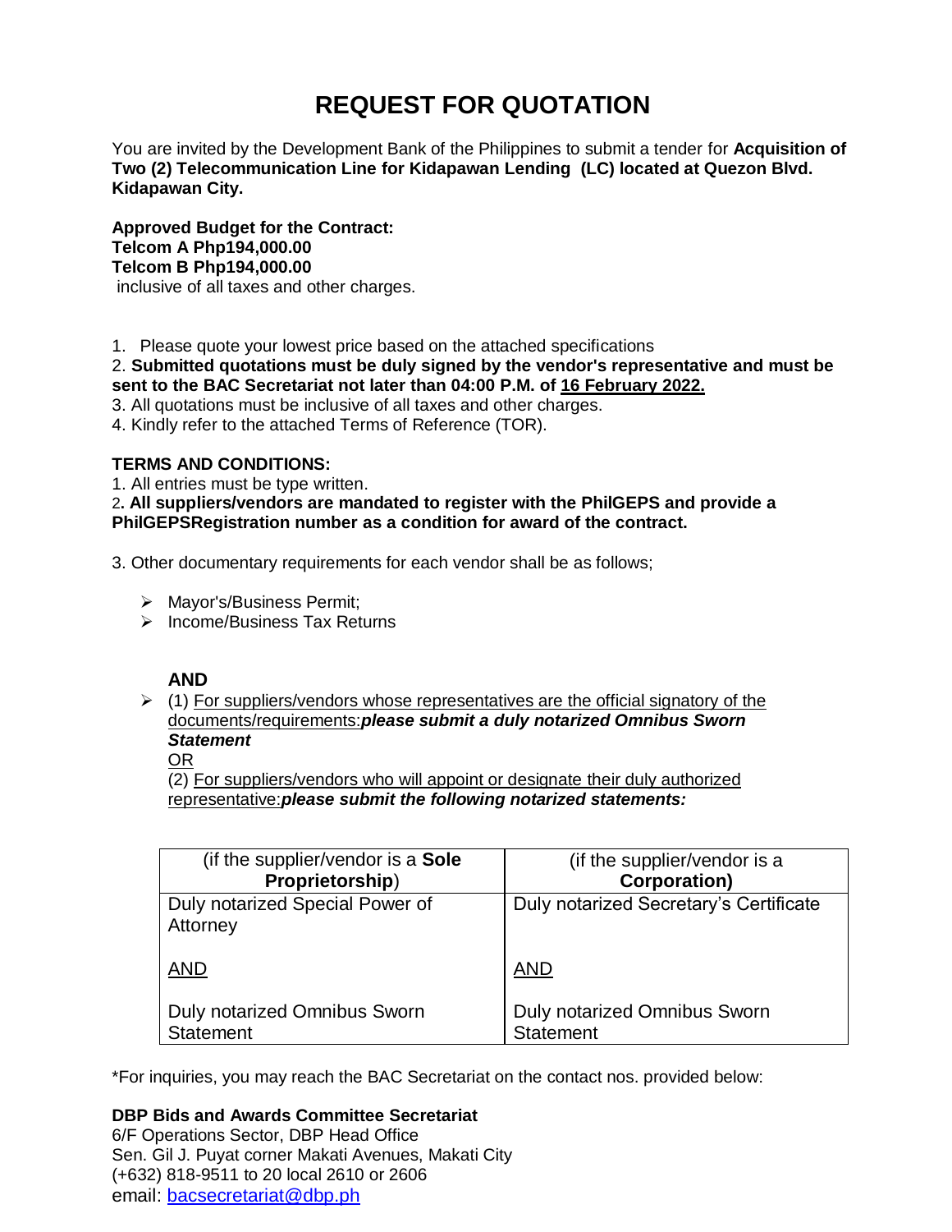# REQUEST FOR QUOTATION

You are invited by the Development Bank of the Philippines to submit a tender for **Acquisition of Two (2) Telecommunication Line for Kidapawan Lending (LC) located at Quezon Blvd. Kidapawan City.**

**Approved Budget for the Contract:**
**Telcom A Php194,000.00**
**Telcom B Php194,000.00**
inclusive of all taxes and other charges.

1. Please quote your lowest price based on the attached specifications
2. **Submitted quotations must be duly signed by the vendor's representative and must be sent to the BAC Secretariat not later than 04:00 P.M. of 16 February 2022.**
3. All quotations must be inclusive of all taxes and other charges.
4. Kindly refer to the attached Terms of Reference (TOR).

**TERMS AND CONDITIONS:**

1. All entries must be type written.
2. **All suppliers/vendors are mandated to register with the PhilGEPS and provide a PhilGEPSRegistration number as a condition for award of the contract.**
3. Other documentary requirements for each vendor shall be as follows;

- Mayor's/Business Permit;
- Income/Business Tax Returns

**AND**

- (1) For suppliers/vendors whose representatives are the official signatory of the documents/requirements:***please submit a duly notarized Omnibus Sworn Statement***

  OR

  (2) For suppliers/vendors who will appoint or designate their duly authorized representative:***please submit the following notarized statements:***

| (if the supplier/vendor is a **Sole Proprietorship**) | (if the supplier/vendor is a **Corporation)** |
|---|---|
| Duly notarized Special Power of Attorney<br><br>AND<br><br>Duly notarized Omnibus Sworn Statement | Duly notarized Secretary's Certificate<br><br>AND<br><br>Duly notarized Omnibus Sworn Statement |

*For inquiries, you may reach the BAC Secretariat on the contact nos. provided below:

**DBP Bids and Awards Committee Secretariat**
6/F Operations Sector, DBP Head Office
Sen. Gil J. Puyat corner Makati Avenues, Makati City
(+632) 818-9511 to 20 local 2610 or 2606
email: bacsecretariat@dbp.ph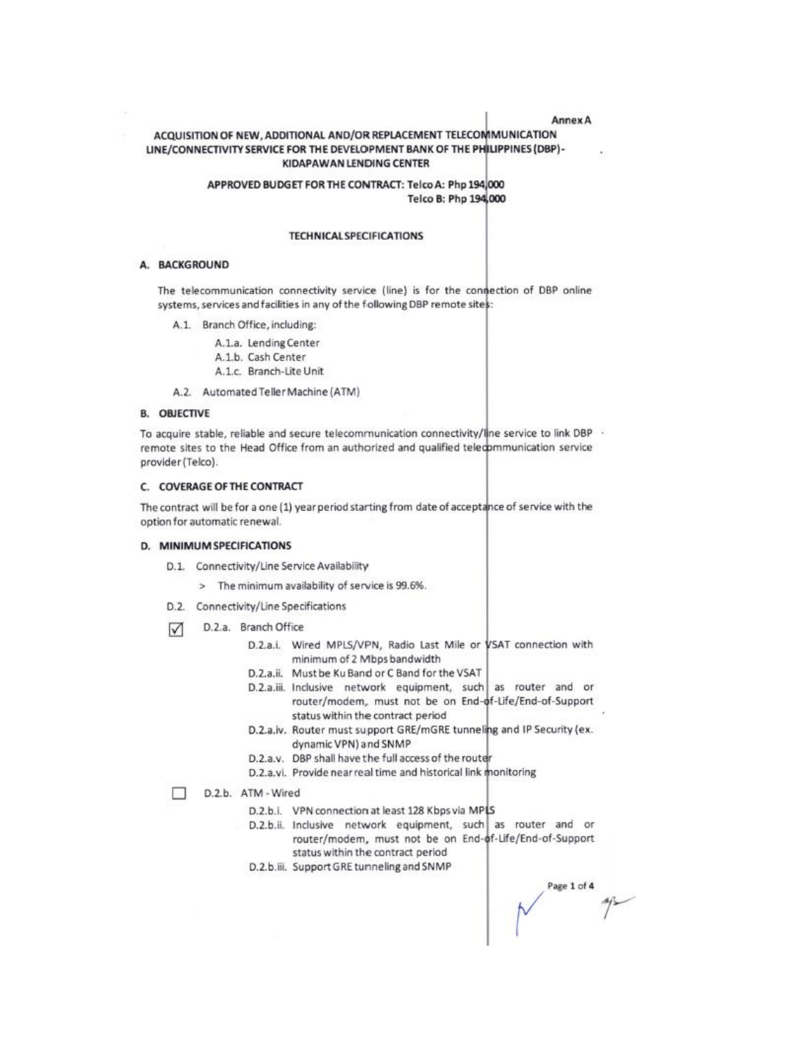Annex A

# ACQUISITION OF NEW, ADDITIONAL AND/OR REPLACEMENT TELECOMMUNICATION LINE/CONNECTIVITY SERVICE FOR THE DEVELOPMENT BANK OF THE PHILIPPINES (DBP) - KIDAPAWAN LENDING CENTER

**APPROVED BUDGET FOR THE CONTRACT: Telco A: Php 194,000**
**Telco B: Php 194,000**

## TECHNICAL SPECIFICATIONS

### A. BACKGROUND

The telecommunication connectivity service (line) is for the connection of DBP online systems, services and facilities in any of the following DBP remote sites:

- A.1. Branch Office, including:
  - A.1.a. Lending Center
  - A.1.b. Cash Center
  - A.1.c. Branch-Lite Unit
- A.2. Automated Teller Machine (ATM)

### B. OBJECTIVE

To acquire stable, reliable and secure telecommunication connectivity/line service to link DBP remote sites to the Head Office from an authorized and qualified telecommunication service provider (Telco).

### C. COVERAGE OF THE CONTRACT

The contract will be for a one (1) year period starting from date of acceptance of service with the option for automatic renewal.

### D. MINIMUM SPECIFICATIONS

- D.1. Connectivity/Line Service Availability
  - > The minimum availability of service is 99.6%.
- D.2. Connectivity/Line Specifications

☑ D.2.a. Branch Office

- D.2.a.i. Wired MPLS/VPN, Radio Last Mile or VSAT connection with minimum of 2 Mbps bandwidth
- D.2.a.ii. Must be Ku Band or C Band for the VSAT
- D.2.a.iii. Inclusive network equipment, such as router and or router/modem, must not be on End-of-Life/End-of-Support status within the contract period
- D.2.a.iv. Router must support GRE/mGRE tunneling and IP Security (ex. dynamic VPN) and SNMP
- D.2.a.v. DBP shall have the full access of the router
- D.2.a.vi. Provide near real time and historical link monitoring

☐ D.2.b. ATM - Wired

- D.2.b.i. VPN connection at least 128 Kbps via MPLS
- D.2.b.ii. Inclusive network equipment, such as router and or router/modem, must not be on End-of-Life/End-of-Support status within the contract period
- D.2.b.iii. Support GRE tunneling and SNMP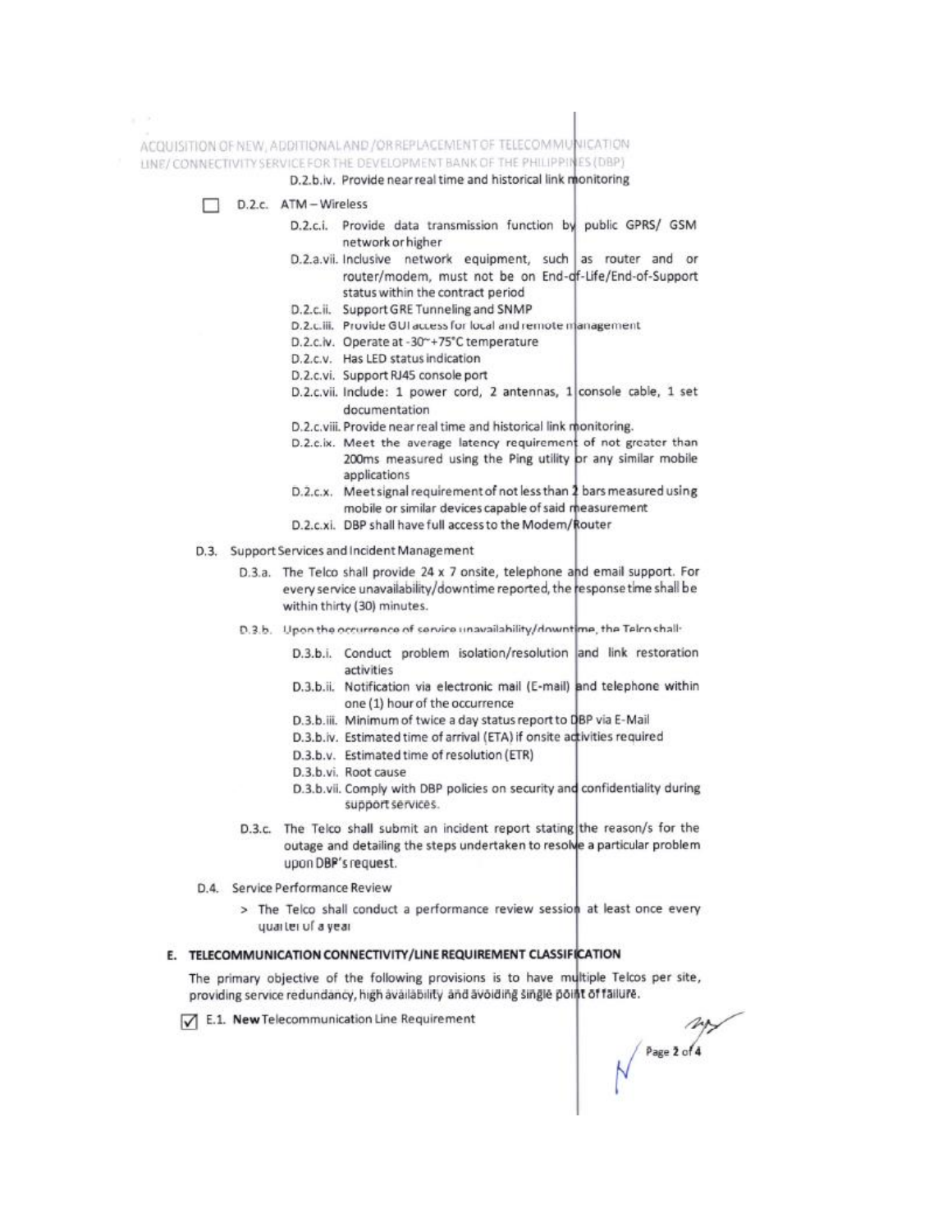D.2.b.iv. Provide near real time and historical link monitoring

☐ D.2.c. ATM – Wireless

- D.2.c.i. Provide data transmission function by public GPRS/ GSM network or higher
- D.2.a.vii. Inclusive network equipment, such as router and or router/modem, must not be on End-of-Life/End-of-Support status within the contract period
- D.2.c.ii. Support GRE Tunneling and SNMP
- D.2.c.iii. Provide GUI access for local and remote management
- D.2.c.iv. Operate at -30~+75°C temperature
- D.2.c.v. Has LED status indication
- D.2.c.vi. Support RJ45 console port
- D.2.c.vii. Include: 1 power cord, 2 antennas, 1 console cable, 1 set documentation
- D.2.c.viii. Provide near real time and historical link monitoring.
- D.2.c.ix. Meet the average latency requirement of not greater than 200ms measured using the Ping utility or any similar mobile applications
- D.2.c.x. Meet signal requirement of not less than 2 bars measured using mobile or similar devices capable of said measurement
- D.2.c.xi. DBP shall have full access to the Modem/Router

D.3. Support Services and Incident Management

- D.3.a. The Telco shall provide 24 x 7 onsite, telephone and email support. For every service unavailability/downtime reported, the response time shall be within thirty (30) minutes.
- D.3.b. Upon the occurrence of service unavailability/downtime, the Telco shall:
  - D.3.b.i. Conduct problem isolation/resolution and link restoration activities
  - D.3.b.ii. Notification via electronic mail (E-mail) and telephone within one (1) hour of the occurrence
  - D.3.b.iii. Minimum of twice a day status report to DBP via E-Mail
  - D.3.b.iv. Estimated time of arrival (ETA) if onsite activities required
  - D.3.b.v. Estimated time of resolution (ETR)
  - D.3.b.vi. Root cause
  - D.3.b.vii. Comply with DBP policies on security and confidentiality during support services.
- D.3.c. The Telco shall submit an incident report stating the reason/s for the outage and detailing the steps undertaken to resolve a particular problem upon DBP's request.

D.4. Service Performance Review

> The Telco shall conduct a performance review session at least once every quarter of a year

## E. TELECOMMUNICATION CONNECTIVITY/LINE REQUIREMENT CLASSIFICATION

The primary objective of the following provisions is to have multiple Telcos per site, providing service redundancy, high availability and avoiding single point of failure.

☑ E.1. **New** Telecommunication Line Requirement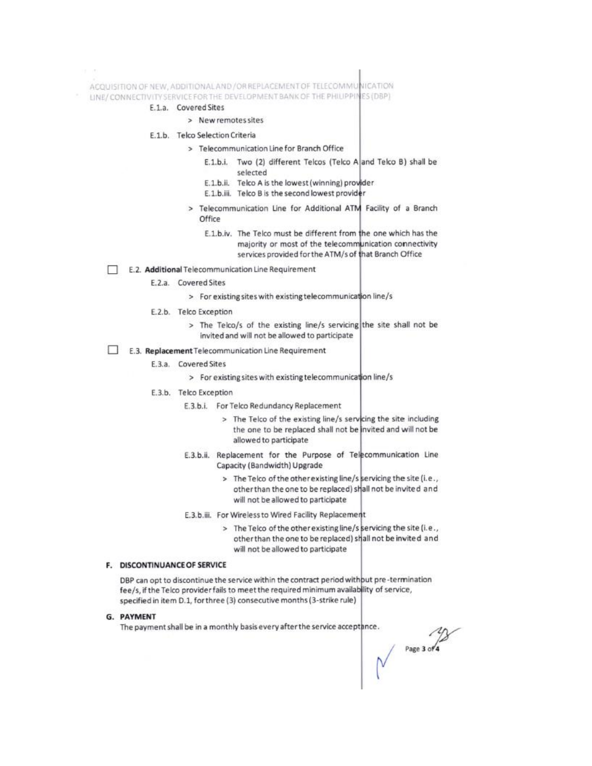E.1.a. Covered Sites

> New remotes sites

E.1.b. Telco Selection Criteria

> Telecommunication Line for Branch Office

E.1.b.i. Two (2) different Telcos (Telco A and Telco B) shall be selected

E.1.b.ii. Telco A is the lowest (winning) provider

E.1.b.iii. Telco B is the second lowest provider

> Telecommunication Line for Additional ATM Facility of a Branch Office

E.1.b.iv. The Telco must be different from the one which has the majority or most of the telecommunication connectivity services provided for the ATM/s of that Branch Office

☐ E.2. **Additional** Telecommunication Line Requirement

E.2.a. Covered Sites

> For existing sites with existing telecommunication line/s

E.2.b. Telco Exception

> The Telco/s of the existing line/s servicing the site shall not be invited and will not be allowed to participate

☐ E.3. **Replacement** Telecommunication Line Requirement

E.3.a. Covered Sites

> For existing sites with existing telecommunication line/s

E.3.b. Telco Exception

E.3.b.i. For Telco Redundancy Replacement

> The Telco of the existing line/s servicing the site including the one to be replaced shall not be invited and will not be allowed to participate

E.3.b.ii. Replacement for the Purpose of Telecommunication Line Capacity (Bandwidth) Upgrade

> The Telco of the other existing line/s servicing the site (i.e., other than the one to be replaced) shall not be invited and will not be allowed to participate

E.3.b.iii. For Wireless to Wired Facility Replacement

> The Telco of the other existing line/s servicing the site (i.e., other than the one to be replaced) shall not be invited and will not be allowed to participate

## F. DISCONTINUANCE OF SERVICE

DBP can opt to discontinue the service within the contract period without pre-termination fee/s, if the Telco provider fails to meet the required minimum availability of service, specified in item D.1, for three (3) consecutive months (3-strike rule)

## G. PAYMENT

The payment shall be in a monthly basis every after the service acceptance.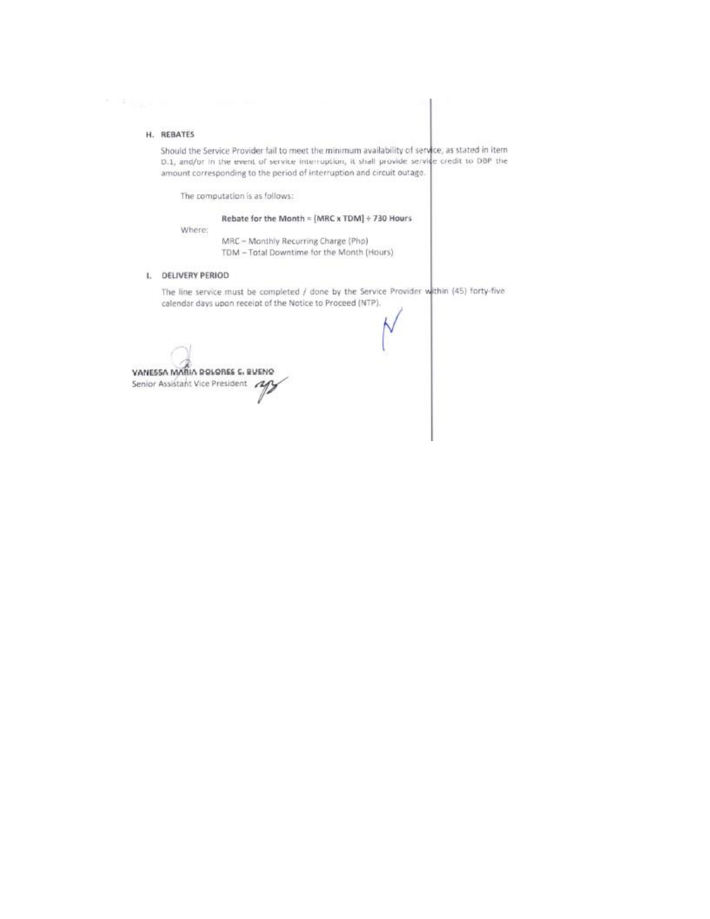## H. REBATES

Should the Service Provider fail to meet the minimum availability of service, as stated in item D.1, and/or in the event of service interruption, it shall provide service credit to DBP the amount corresponding to the period of interruption and circuit outage.

The computation is as follows:

**Rebate for the Month = [MRC x TDM] ÷ 730 Hours**

Where:

MRC – Monthly Recurring Charge (Php)
TDM – Total Downtime for the Month (Hours)

## I. DELIVERY PERIOD

The line service must be completed / done by the Service Provider within (45) forty-five calendar days upon receipt of the Notice to Proceed (NTP).

**VANESSA MARIA DOLORES C. BUENO**
Senior Assistant Vice President